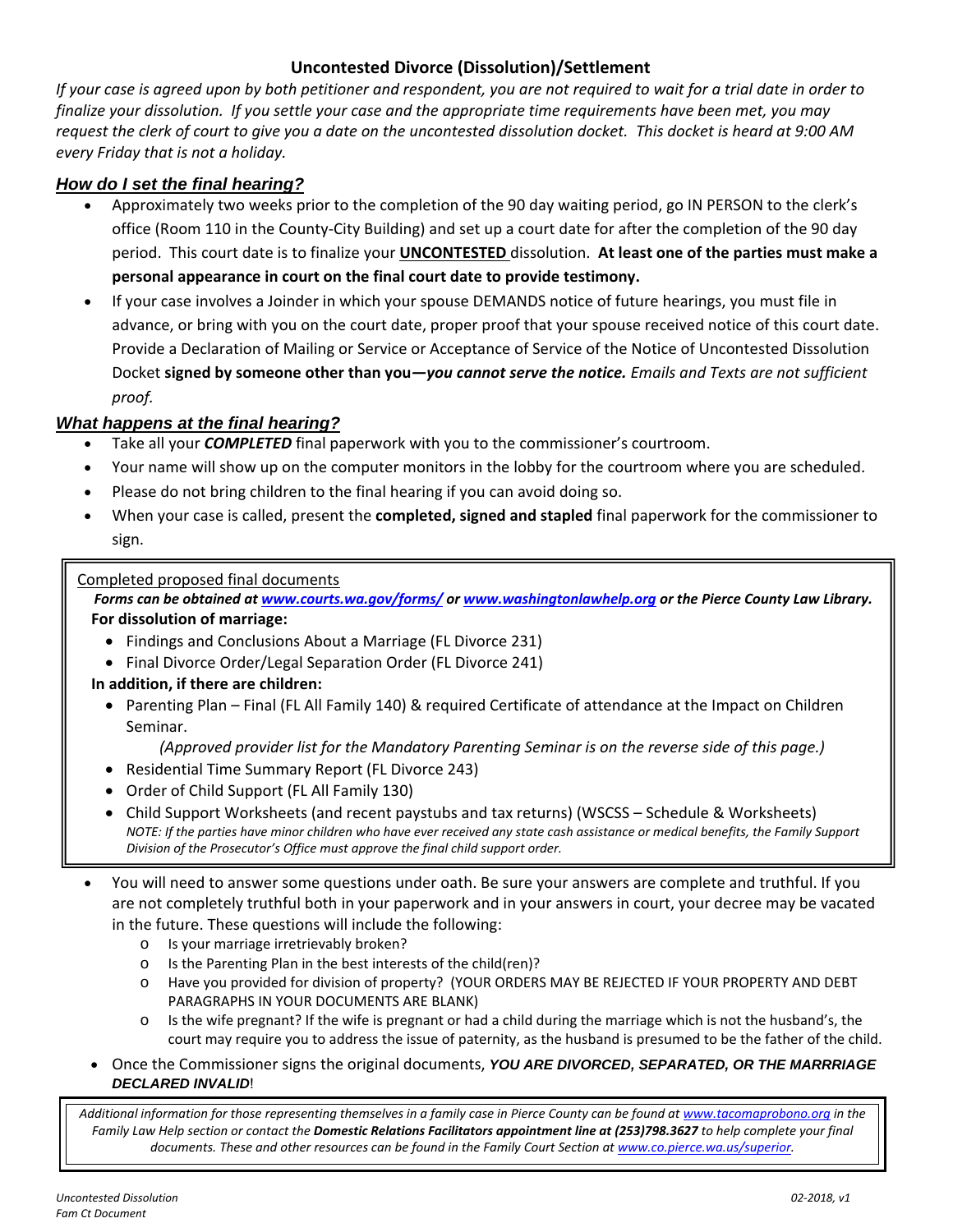# Uncontested Divorce (Dissolution)/Settlement

*If your case is agreed upon by both petitioner and respondent, you are not required to wait for a trial date in order to finalize your dissolution. If you settle your case and the appropriate time requirements have been met, you may request the clerk of court to give you a date on the uncontested dissolution docket. This docket is heard at 9:00 AM every Friday that is not a holiday.*

## *How do I set the final hearing?*

- Approximately two weeks prior to the completion of the 90 day waiting period, go IN PERSON to the clerk's office (Room 110 in the County-City Building) and set up a court date for after the completion of the 90 day period. This court date is to finalize your **UNCONTESTED** dissolution. **At least one of the parties must make a personal appearance in court on the final court date to provide testimony.**
- If your case involves a Joinder in which your spouse DEMANDS notice of future hearings, you must file in advance, or bring with you on the court date, proper proof that your spouse received notice of this court date. Provide a Declaration of Mailing or Service or Acceptance of Service of the Notice of Uncontested Dissolution Docket **signed by someone other than you—*you cannot serve the notice.*** *Emails and Texts are not sufficient proof.*

## *What happens at the final hearing?*

- Take all your ***COMPLETED*** final paperwork with you to the commissioner's courtroom.
- Your name will show up on the computer monitors in the lobby for the courtroom where you are scheduled.
- Please do not bring children to the final hearing if you can avoid doing so.
- When your case is called, present the **completed, signed and stapled** final paperwork for the commissioner to sign.

Completed proposed final documents

***Forms can be obtained at www.courts.wa.gov/forms/ or www.washingtonlawhelp.org or the Pierce County Law Library.***

**For dissolution of marriage:**

- Findings and Conclusions About a Marriage (FL Divorce 231)
- Final Divorce Order/Legal Separation Order (FL Divorce 241)

**In addition, if there are children:**

- Parenting Plan – Final (FL All Family 140) & required Certificate of attendance at the Impact on Children Seminar.

  *(Approved provider list for the Mandatory Parenting Seminar is on the reverse side of this page.)*
- Residential Time Summary Report (FL Divorce 243)
- Order of Child Support (FL All Family 130)
- Child Support Worksheets (and recent paystubs and tax returns) (WSCSS – Schedule & Worksheets)

  *NOTE: If the parties have minor children who have ever received any state cash assistance or medical benefits, the Family Support Division of the Prosecutor's Office must approve the final child support order.*

- You will need to answer some questions under oath. Be sure your answers are complete and truthful. If you are not completely truthful both in your paperwork and in your answers in court, your decree may be vacated in the future. These questions will include the following:
  - Is your marriage irretrievably broken?
  - Is the Parenting Plan in the best interests of the child(ren)?
  - Have you provided for division of property? (YOUR ORDERS MAY BE REJECTED IF YOUR PROPERTY AND DEBT PARAGRAPHS IN YOUR DOCUMENTS ARE BLANK)
  - Is the wife pregnant? If the wife is pregnant or had a child during the marriage which is not the husband's, the court may require you to address the issue of paternity, as the husband is presumed to be the father of the child.
- Once the Commissioner signs the original documents, ***YOU ARE DIVORCED, SEPARATED, OR THE MARRRIAGE DECLARED INVALID***!

*Additional information for those representing themselves in a family case in Pierce County can be found at www.tacomaprobono.org in the Family Law Help section or contact the* ***Domestic Relations Facilitators appointment line at (253)798.3627*** *to help complete your final documents. These and other resources can be found in the Family Court Section at www.co.pierce.wa.us/superior.*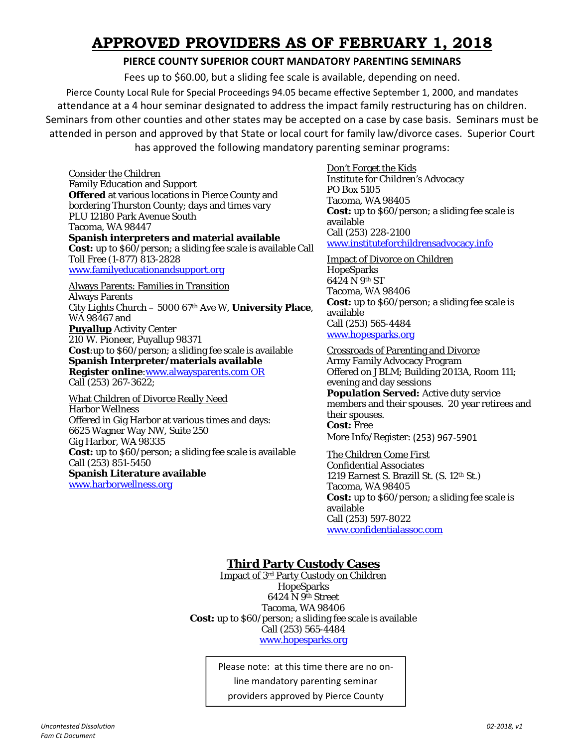# APPROVED PROVIDERS AS OF FEBRUARY 1, 2018

## PIERCE COUNTY SUPERIOR COURT MANDATORY PARENTING SEMINARS

Fees up to $60.00, but a sliding fee scale is available, depending on need.

Pierce County Local Rule for Special Proceedings 94.05 became effective September 1, 2000, and mandates attendance at a 4 hour seminar designated to address the impact family restructuring has on children. Seminars from other counties and other states may be accepted on a case by case basis. Seminars must be attended in person and approved by that State or local court for family law/divorce cases. Superior Court has approved the following mandatory parenting seminar programs:

Consider the Children
Family Education and Support
**Offered** at various locations in Pierce County and bordering Thurston County; days and times vary
PLU 12180 Park Avenue South
Tacoma, WA 98447
**Spanish interpreters and material available**
**Cost:** up to $60/person; a sliding fee scale is available Call Toll Free (1-877) 813-2828
www.familyeducationandsupport.org

Always Parents: Families in Transition
Always Parents
City Lights Church – 5000 67th Ave W, **University Place**, WA 98467 and
**Puyallup** Activity Center
210 W. Pioneer, Puyallup 98371
**Cost**:up to $60/person; a sliding fee scale is available
**Spanish Interpreter/materials available**
**Register online**:www.alwaysparents.com OR
Call (253) 267-3622;

What Children of Divorce Really Need
Harbor Wellness
Offered in Gig Harbor at various times and days:
6625 Wagner Way NW, Suite 250
Gig Harbor, WA 98335
**Cost:** up to $60/person; a sliding fee scale is available
Call (253) 851-5450
**Spanish Literature available**
www.harborwellness.org

Don't Forget the Kids
Institute for Children's Advocacy
PO Box 5105
Tacoma, WA 98405
**Cost:** up to $60/person; a sliding fee scale is available
Call (253) 228-2100
www.instituteforchildrensadvocacy.info

Impact of Divorce on Children
HopeSparks
6424 N 9th ST
Tacoma, WA 98406
**Cost:** up to $60/person; a sliding fee scale is available
Call (253) 565-4484
www.hopesparks.org

Crossroads of Parenting and Divorce
Army Family Advocacy Program
Offered on JBLM; Building 2013A, Room 111; evening and day sessions
**Population Served:** Active duty service members and their spouses. 20 year retirees and their spouses.
**Cost:** Free
More Info/Register: (253) 967-5901

The Children Come First
Confidential Associates
1219 Earnest S. Brazill St. (S. 12th St.)
Tacoma, WA 98405
**Cost:** up to $60/person; a sliding fee scale is available
Call (253) 597-8022
www.confidentialassoc.com

## Third Party Custody Cases

Impact of 3rd Party Custody on Children
HopeSparks
6424 N 9th Street
Tacoma, WA 98406
**Cost:** up to $60/person; a sliding fee scale is available
Call (253) 565-4484
www.hopesparks.org

Please note: at this time there are no on-line mandatory parenting seminar providers approved by Pierce County